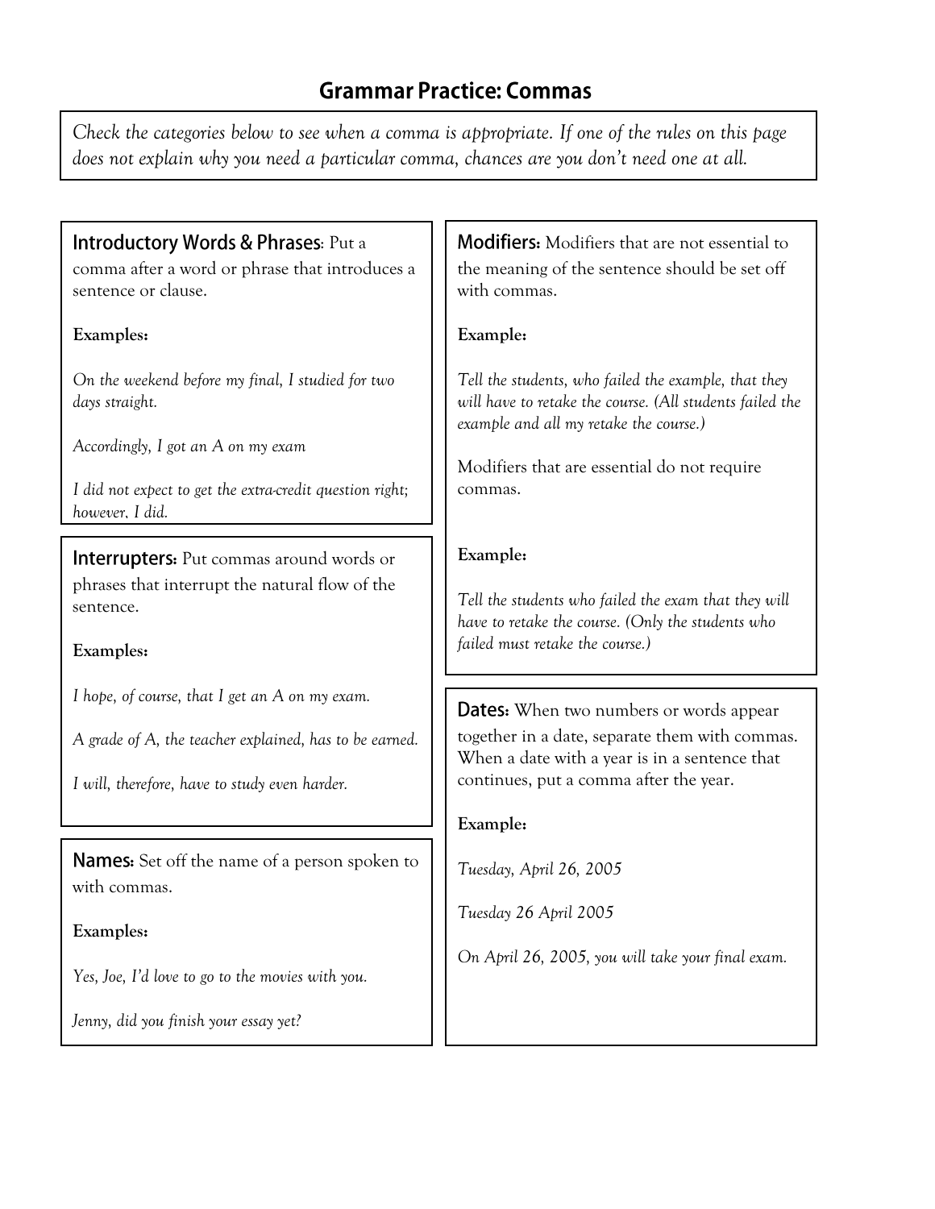# Grammar Practice: Commas

*Check the categories below to see when a comma is appropriate. If one of the rules on this page does not explain why you need a particular comma, chances are you don't need one at all.*

**Introductory Words & Phrases**: Put a comma after a word or phrase that introduces a sentence or clause.

**Examples:**

*On the weekend before my final, I studied for two days straight.*

*Accordingly, I got an A on my exam*

*I did not expect to get the extra-credit question right; however, I did.*

**Interrupters:** Put commas around words or phrases that interrupt the natural flow of the sentence.

**Examples:**

*I hope, of course, that I get an A on my exam.*

*A grade of A, the teacher explained, has to be earned.*

*I will, therefore, have to study even harder.*

**Names:** Set off the name of a person spoken to with commas.

**Examples:**

*Yes, Joe, I'd love to go to the movies with you.*

*Jenny, did you finish your essay yet?*

**Modifiers:** Modifiers that are not essential to the meaning of the sentence should be set off with commas.

**Example:**

*Tell the students, who failed the example, that they will have to retake the course. (All students failed the example and all my retake the course.)*

Modifiers that are essential do not require commas.

**Example:**

*Tell the students who failed the exam that they will have to retake the course. (Only the students who failed must retake the course.)*

**Dates:** When two numbers or words appear together in a date, separate them with commas. When a date with a year is in a sentence that continues, put a comma after the year.

**Example:**

*Tuesday, April 26, 2005*

*Tuesday 26 April 2005*

*On April 26, 2005, you will take your final exam.*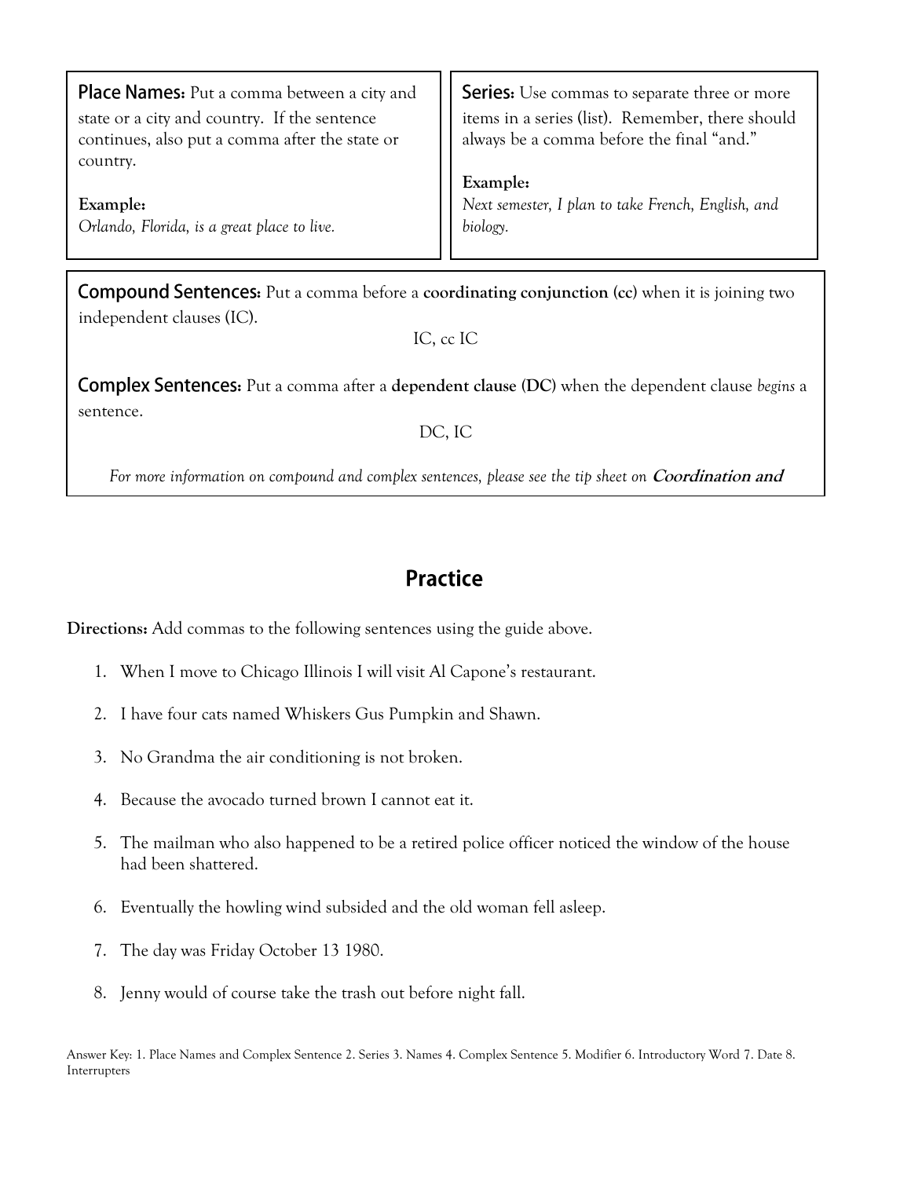**Place Names:** Put a comma between a city and state or a city and country. If the sentence continues, also put a comma after the state or country.

**Example:**
*Orlando, Florida, is a great place to live.*

**Series:** Use commas to separate three or more items in a series (list). Remember, there should always be a comma before the final "and."

**Example:**
*Next semester, I plan to take French, English, and biology.*

**Compound Sentences:** Put a comma before a **coordinating conjunction (cc)** when it is joining two independent clauses (IC).

IC, cc IC

**Complex Sentences:** Put a comma after a **dependent clause (DC)** when the dependent clause *begins* a sentence.

DC, IC

*For more information on compound and complex sentences, please see the tip sheet on* ***Coordination and***

## Practice

**Directions:** Add commas to the following sentences using the guide above.

1. When I move to Chicago Illinois I will visit Al Capone's restaurant.
2. I have four cats named Whiskers Gus Pumpkin and Shawn.
3. No Grandma the air conditioning is not broken.
4. Because the avocado turned brown I cannot eat it.
5. The mailman who also happened to be a retired police officer noticed the window of the house had been shattered.
6. Eventually the howling wind subsided and the old woman fell asleep.
7. The day was Friday October 13 1980.
8. Jenny would of course take the trash out before night fall.

Answer Key: 1. Place Names and Complex Sentence 2. Series 3. Names 4. Complex Sentence 5. Modifier 6. Introductory Word 7. Date 8. Interrupters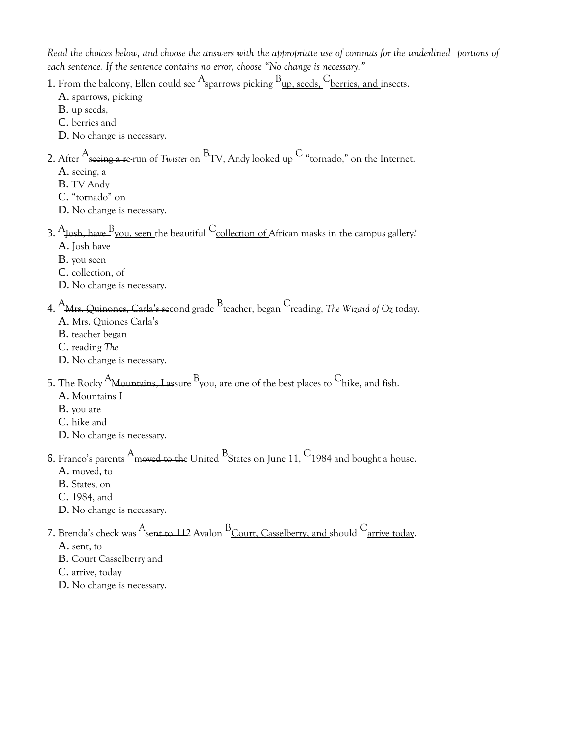*Read the choices below, and choose the answers with the appropriate use of commas for the underlined portions of each sentence. If the sentence contains no error, choose "No change is necessary."*

1. From the balcony, Ellen could see [A]<u>sparrows picking</u> [B]<u>up, seeds,</u> [C]<u>berries, and</u> insects.
   - A. sparrows, picking
   - B. up seeds,
   - C. berries and
   - D. No change is necessary.

2. After [A]<u>seeing a re</u>-run of *Twister* on [B]<u>TV, Andy</u> looked up [C] <u>"tornado," on</u> the Internet.
   - A. seeing, a
   - B. TV Andy
   - C. "tornado" on
   - D. No change is necessary.

3. [A]<u>Josh, have</u> [B]<u>you, seen</u> the beautiful [C]<u>collection of</u> African masks in the campus gallery?
   - A. Josh have
   - B. you seen
   - C. collection, of
   - D. No change is necessary.

4. [A]<u>Mrs. Quinones, Carla's se</u>cond grade [B]<u>teacher, began</u> [C]<u>reading, *The*</u> *Wizard of Oz* today.
   - A. Mrs. Quiones Carla's
   - B. teacher began
   - C. reading *The*
   - D. No change is necessary.

5. The Rocky [A]<u>Mountains, I as</u>sure [B]<u>you, are</u> one of the best places to [C]<u>hike, and</u> fish.
   - A. Mountains I
   - B. you are
   - C. hike and
   - D. No change is necessary.

6. Franco's parents [A]<u>moved to the</u> United [B]<u>States on</u> June 11, [C]<u>1984 and</u> bought a house.
   - A. moved, to
   - B. States, on
   - C. 1984, and
   - D. No change is necessary.

7. Brenda's check was [A]<u>sent to 11</u>2 Avalon [B]<u>Court, Casselberry, and</u> should [C]<u>arrive today</u>.
   - A. sent, to
   - B. Court Casselberry and
   - C. arrive, today
   - D. No change is necessary.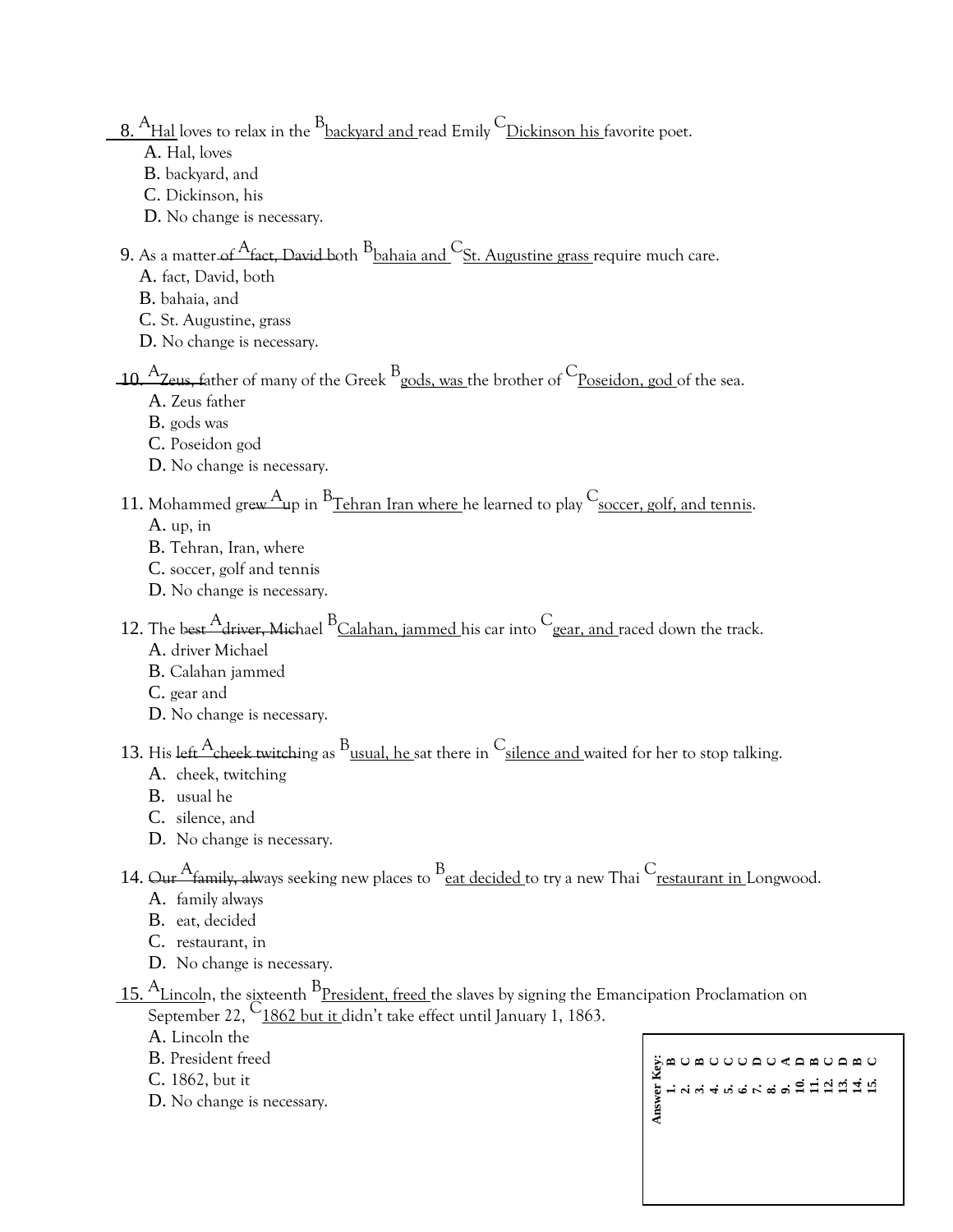8. [A]Hal loves to relax in the [B]backyard and read Emily [C]Dickinson his favorite poet.

A. Hal, loves
B. backyard, and
C. Dickinson, his
D. No change is necessary.

9. As a matter of [A]fact, David both [B]bahaia and [C]St. Augustine grass require much care.

A. fact, David, both
B. bahaia, and
C. St. Augustine, grass
D. No change is necessary.

10. [A]Zeus, father of many of the Greek [B]gods, was the brother of [C]Poseidon, god of the sea.

A. Zeus father
B. gods was
C. Poseidon god
D. No change is necessary.

11. Mohammed grew [A]up in [B]Tehran Iran where he learned to play [C]soccer, golf, and tennis.

A. up, in
B. Tehran, Iran, where
C. soccer, golf and tennis
D. No change is necessary.

12. The best [A]driver, Michael [B]Calahan, jammed his car into [C]gear, and raced down the track.

A. driver Michael
B. Calahan jammed
C. gear and
D. No change is necessary.

13. His left [A]cheek twitching as [B]usual, he sat there in [C]silence and waited for her to stop talking.

A. cheek, twitching
B. usual he
C. silence, and
D. No change is necessary.

14. Our [A]family, always seeking new places to [B]eat decided to try a new Thai [C]restaurant in Longwood.

A. family always
B. eat, decided
C. restaurant, in
D. No change is necessary.

15. [A]Lincoln, the sixteenth [B]President, freed the slaves by signing the Emancipation Proclamation on September 22, [C]1862 but it didn't take effect until January 1, 1863.

A. Lincoln the
B. President freed
C. 1862, but it
D. No change is necessary.

**Answer Key:**
**1.** B
**2.** C
**3.** B
**4.** C
**5.** C
**6.** C
**7.** D
**8.** C
**9.** A
**10.** D
**11.** B
**12.** C
**13.** D
**14.** B
**15.** C